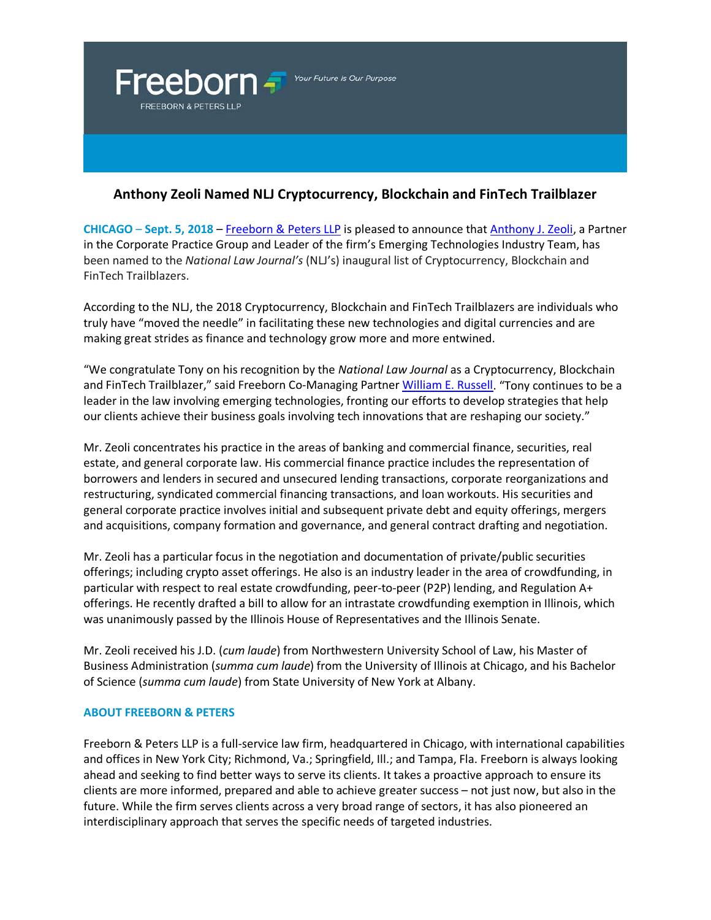Freeborn

FREEBORN & PETERS LLP

*Your Future is Our Purpose*

# Anthony Zeoli Named NLJ Cryptocurrency, Blockchain and FinTech Trailblazer

**CHICAGO – Sept. 5, 2018** – Freeborn & Peters LLP is pleased to announce that Anthony J. Zeoli, a Partner in the Corporate Practice Group and Leader of the firm's Emerging Technologies Industry Team, has been named to the *National Law Journal's* (NLJ's) inaugural list of Cryptocurrency, Blockchain and FinTech Trailblazers.

According to the NLJ, the 2018 Cryptocurrency, Blockchain and FinTech Trailblazers are individuals who truly have "moved the needle" in facilitating these new technologies and digital currencies and are making great strides as finance and technology grow more and more entwined.

"We congratulate Tony on his recognition by the *National Law Journal* as a Cryptocurrency, Blockchain and FinTech Trailblazer," said Freeborn Co-Managing Partner William E. Russell. "Tony continues to be a leader in the law involving emerging technologies, fronting our efforts to develop strategies that help our clients achieve their business goals involving tech innovations that are reshaping our society."

Mr. Zeoli concentrates his practice in the areas of banking and commercial finance, securities, real estate, and general corporate law. His commercial finance practice includes the representation of borrowers and lenders in secured and unsecured lending transactions, corporate reorganizations and restructuring, syndicated commercial financing transactions, and loan workouts. His securities and general corporate practice involves initial and subsequent private debt and equity offerings, mergers and acquisitions, company formation and governance, and general contract drafting and negotiation.

Mr. Zeoli has a particular focus in the negotiation and documentation of private/public securities offerings; including crypto asset offerings. He also is an industry leader in the area of crowdfunding, in particular with respect to real estate crowdfunding, peer-to-peer (P2P) lending, and Regulation A+ offerings. He recently drafted a bill to allow for an intrastate crowdfunding exemption in Illinois, which was unanimously passed by the Illinois House of Representatives and the Illinois Senate.

Mr. Zeoli received his J.D. (*cum laude*) from Northwestern University School of Law, his Master of Business Administration (*summa cum laude*) from the University of Illinois at Chicago, and his Bachelor of Science (*summa cum laude*) from State University of New York at Albany.

## ABOUT FREEBORN & PETERS

Freeborn & Peters LLP is a full-service law firm, headquartered in Chicago, with international capabilities and offices in New York City; Richmond, Va.; Springfield, Ill.; and Tampa, Fla. Freeborn is always looking ahead and seeking to find better ways to serve its clients. It takes a proactive approach to ensure its clients are more informed, prepared and able to achieve greater success – not just now, but also in the future. While the firm serves clients across a very broad range of sectors, it has also pioneered an interdisciplinary approach that serves the specific needs of targeted industries.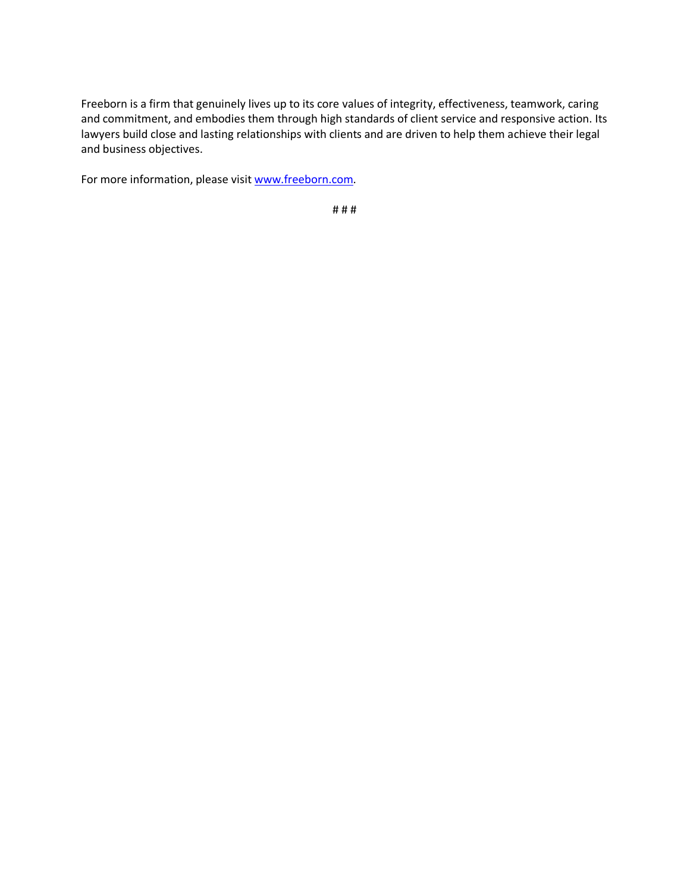Freeborn is a firm that genuinely lives up to its core values of integrity, effectiveness, teamwork, caring and commitment, and embodies them through high standards of client service and responsive action. Its lawyers build close and lasting relationships with clients and are driven to help them achieve their legal and business objectives.

For more information, please visit www.freeborn.com.

# # #